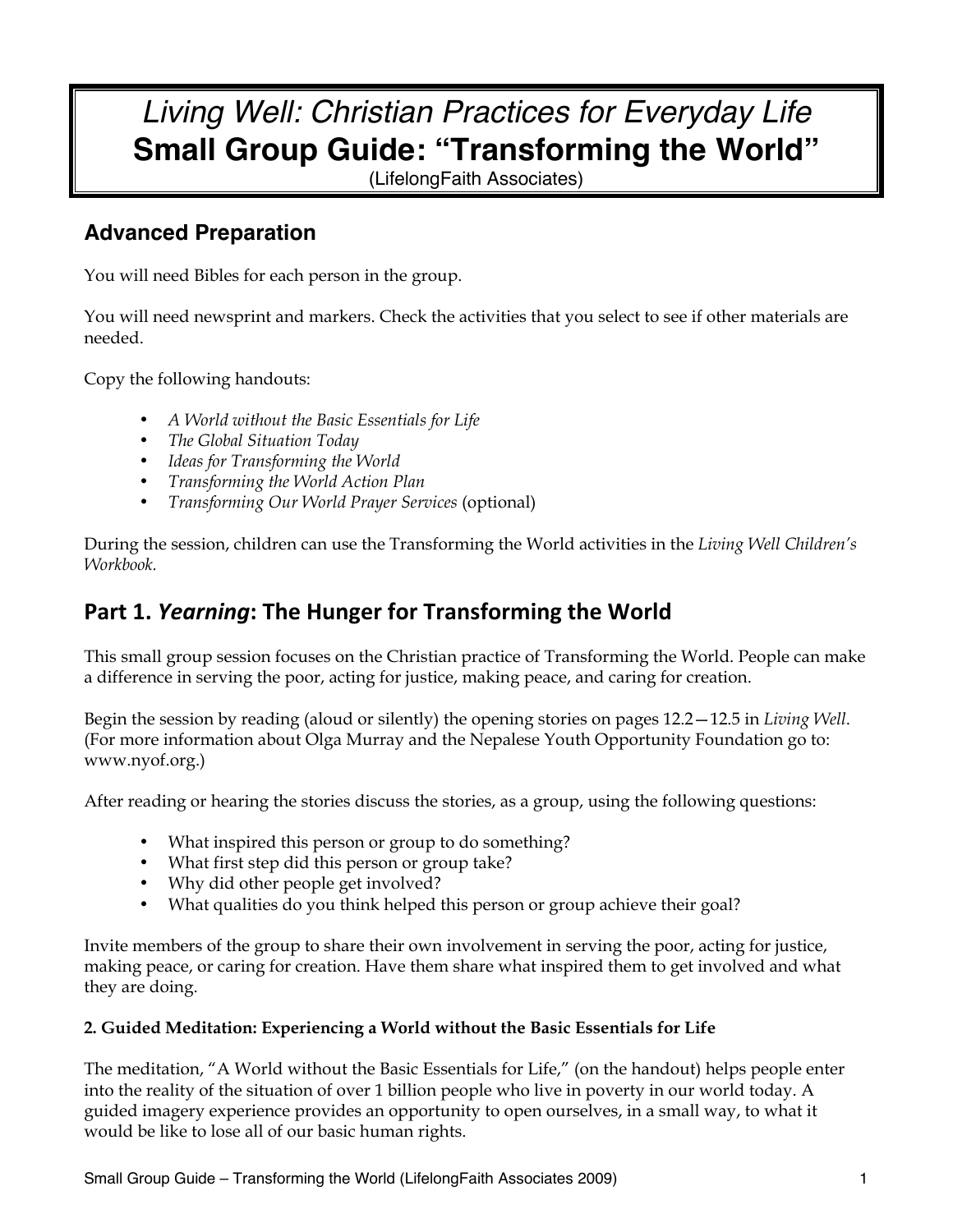# *Living Well: Christian Practices for Everyday Life*
# Small Group Guide: "Transforming the World"

(LifelongFaith Associates)

## Advanced Preparation

You will need Bibles for each person in the group.

You will need newsprint and markers. Check the activities that you select to see if other materials are needed.

Copy the following handouts:

- *A World without the Basic Essentials for Life*
- *The Global Situation Today*
- *Ideas for Transforming the World*
- *Transforming the World Action Plan*
- *Transforming Our World Prayer Services* (optional)

During the session, children can use the Transforming the World activities in the *Living Well Children's Workbook*.

## Part 1. *Yearning*: The Hunger for Transforming the World

This small group session focuses on the Christian practice of Transforming the World. People can make a difference in serving the poor, acting for justice, making peace, and caring for creation.

Begin the session by reading (aloud or silently) the opening stories on pages 12.2—12.5 in *Living Well*. (For more information about Olga Murray and the Nepalese Youth Opportunity Foundation go to: www.nyof.org.)

After reading or hearing the stories discuss the stories, as a group, using the following questions:

- What inspired this person or group to do something?
- What first step did this person or group take?
- Why did other people get involved?
- What qualities do you think helped this person or group achieve their goal?

Invite members of the group to share their own involvement in serving the poor, acting for justice, making peace, or caring for creation. Have them share what inspired them to get involved and what they are doing.

**2. Guided Meditation: Experiencing a World without the Basic Essentials for Life**

The meditation, "A World without the Basic Essentials for Life," (on the handout) helps people enter into the reality of the situation of over 1 billion people who live in poverty in our world today. A guided imagery experience provides an opportunity to open ourselves, in a small way, to what it would be like to lose all of our basic human rights.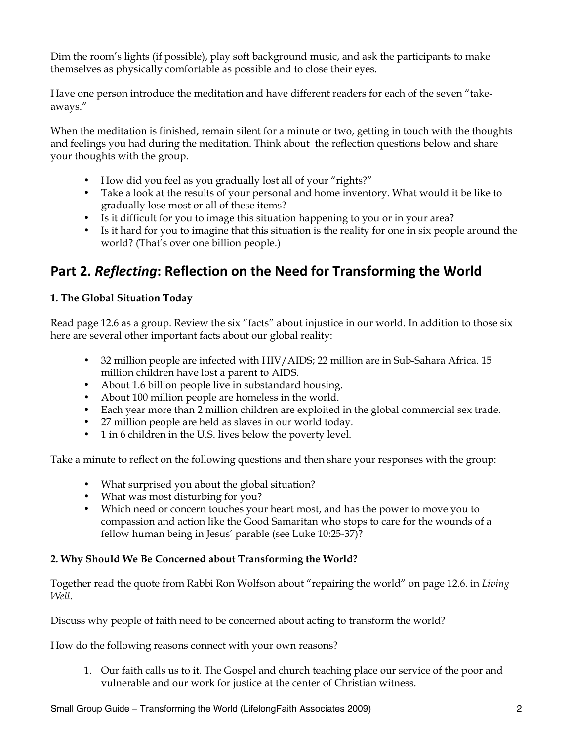Dim the room's lights (if possible), play soft background music, and ask the participants to make themselves as physically comfortable as possible and to close their eyes.

Have one person introduce the meditation and have different readers for each of the seven "take-aways."

When the meditation is finished, remain silent for a minute or two, getting in touch with the thoughts and feelings you had during the meditation. Think about the reflection questions below and share your thoughts with the group.

- How did you feel as you gradually lost all of your "rights?"
- Take a look at the results of your personal and home inventory. What would it be like to gradually lose most or all of these items?
- Is it difficult for you to image this situation happening to you or in your area?
- Is it hard for you to imagine that this situation is the reality for one in six people around the world? (That's over one billion people.)

## Part 2. *Reflecting*: Reflection on the Need for Transforming the World

### 1. The Global Situation Today

Read page 12.6 as a group. Review the six "facts" about injustice in our world. In addition to those six here are several other important facts about our global reality:

- 32 million people are infected with HIV/AIDS; 22 million are in Sub-Sahara Africa. 15 million children have lost a parent to AIDS.
- About 1.6 billion people live in substandard housing.
- About 100 million people are homeless in the world.
- Each year more than 2 million children are exploited in the global commercial sex trade.
- 27 million people are held as slaves in our world today.
- 1 in 6 children in the U.S. lives below the poverty level.

Take a minute to reflect on the following questions and then share your responses with the group:

- What surprised you about the global situation?
- What was most disturbing for you?
- Which need or concern touches your heart most, and has the power to move you to compassion and action like the Good Samaritan who stops to care for the wounds of a fellow human being in Jesus' parable (see Luke 10:25-37)?

### 2. Why Should We Be Concerned about Transforming the World?

Together read the quote from Rabbi Ron Wolfson about "repairing the world" on page 12.6. in *Living Well*.

Discuss why people of faith need to be concerned about acting to transform the world?

How do the following reasons connect with your own reasons?

1. Our faith calls us to it. The Gospel and church teaching place our service of the poor and vulnerable and our work for justice at the center of Christian witness.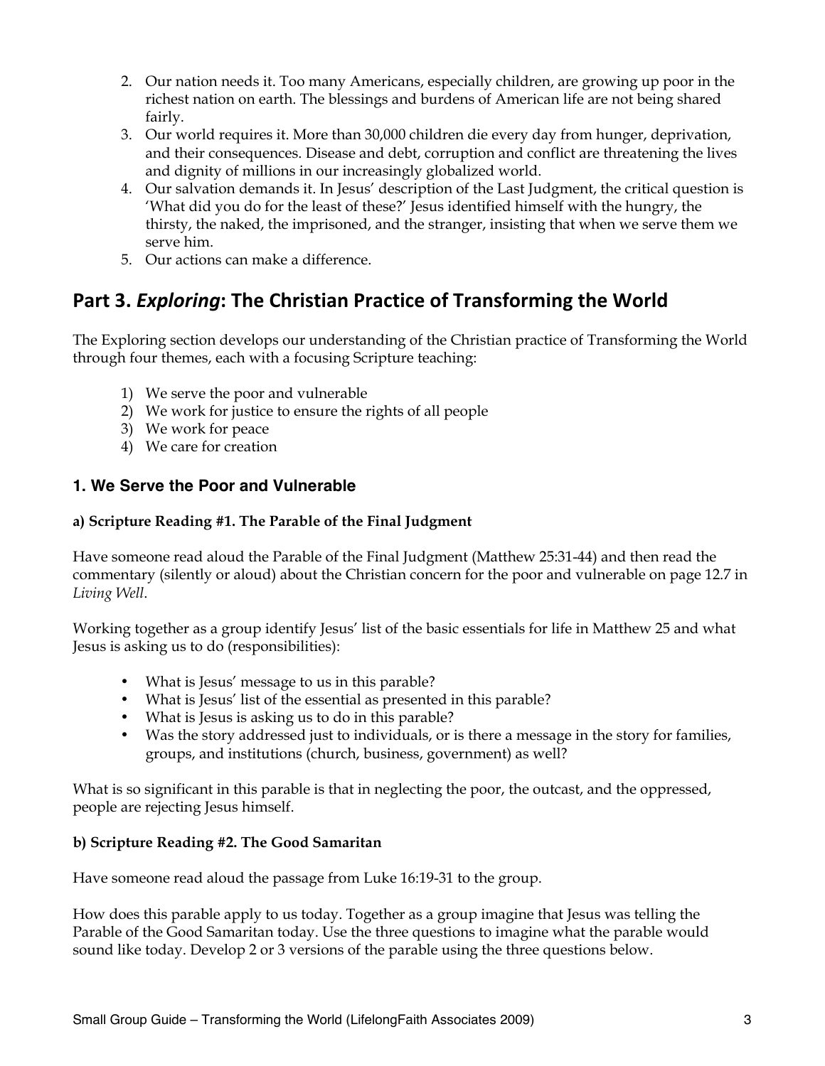2. Our nation needs it. Too many Americans, especially children, are growing up poor in the richest nation on earth. The blessings and burdens of American life are not being shared fairly.
3. Our world requires it. More than 30,000 children die every day from hunger, deprivation, and their consequences. Disease and debt, corruption and conflict are threatening the lives and dignity of millions in our increasingly globalized world.
4. Our salvation demands it. In Jesus' description of the Last Judgment, the critical question is 'What did you do for the least of these?' Jesus identified himself with the hungry, the thirsty, the naked, the imprisoned, and the stranger, insisting that when we serve them we serve him.
5. Our actions can make a difference.

## Part 3. *Exploring*: The Christian Practice of Transforming the World

The Exploring section develops our understanding of the Christian practice of Transforming the World through four themes, each with a focusing Scripture teaching:

1) We serve the poor and vulnerable
2) We work for justice to ensure the rights of all people
3) We work for peace
4) We care for creation

### 1. We Serve the Poor and Vulnerable

**a) Scripture Reading #1. The Parable of the Final Judgment**

Have someone read aloud the Parable of the Final Judgment (Matthew 25:31-44) and then read the commentary (silently or aloud) about the Christian concern for the poor and vulnerable on page 12.7 in *Living Well*.

Working together as a group identify Jesus' list of the basic essentials for life in Matthew 25 and what Jesus is asking us to do (responsibilities):

- What is Jesus' message to us in this parable?
- What is Jesus' list of the essential as presented in this parable?
- What is Jesus is asking us to do in this parable?
- Was the story addressed just to individuals, or is there a message in the story for families, groups, and institutions (church, business, government) as well?

What is so significant in this parable is that in neglecting the poor, the outcast, and the oppressed, people are rejecting Jesus himself.

**b) Scripture Reading #2. The Good Samaritan**

Have someone read aloud the passage from Luke 16:19-31 to the group.

How does this parable apply to us today. Together as a group imagine that Jesus was telling the Parable of the Good Samaritan today. Use the three questions to imagine what the parable would sound like today. Develop 2 or 3 versions of the parable using the three questions below.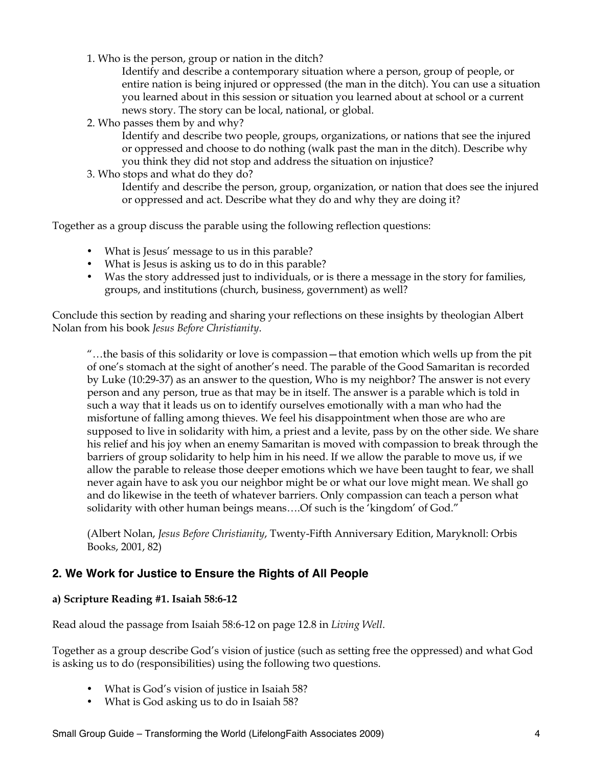1. Who is the person, group or nation in the ditch?
   Identify and describe a contemporary situation where a person, group of people, or entire nation is being injured or oppressed (the man in the ditch). You can use a situation you learned about in this session or situation you learned about at school or a current news story. The story can be local, national, or global.
2. Who passes them by and why?
   Identify and describe two people, groups, organizations, or nations that see the injured or oppressed and choose to do nothing (walk past the man in the ditch). Describe why you think they did not stop and address the situation on injustice?
3. Who stops and what do they do?
   Identify and describe the person, group, organization, or nation that does see the injured or oppressed and act. Describe what they do and why they are doing it?

Together as a group discuss the parable using the following reflection questions:

- What is Jesus' message to us in this parable?
- What is Jesus is asking us to do in this parable?
- Was the story addressed just to individuals, or is there a message in the story for families, groups, and institutions (church, business, government) as well?

Conclude this section by reading and sharing your reflections on these insights by theologian Albert Nolan from his book *Jesus Before Christianity*.

> "…the basis of this solidarity or love is compassion—that emotion which wells up from the pit of one's stomach at the sight of another's need. The parable of the Good Samaritan is recorded by Luke (10:29-37) as an answer to the question, Who is my neighbor? The answer is not every person and any person, true as that may be in itself. The answer is a parable which is told in such a way that it leads us on to identify ourselves emotionally with a man who had the misfortune of falling among thieves. We feel his disappointment when those are who are supposed to live in solidarity with him, a priest and a levite, pass by on the other side. We share his relief and his joy when an enemy Samaritan is moved with compassion to break through the barriers of group solidarity to help him in his need. If we allow the parable to move us, if we allow the parable to release those deeper emotions which we have been taught to fear, we shall never again have to ask you our neighbor might be or what our love might mean. We shall go and do likewise in the teeth of whatever barriers. Only compassion can teach a person what solidarity with other human beings means….Of such is the 'kingdom' of God."
>
> (Albert Nolan, *Jesus Before Christianity*, Twenty-Fifth Anniversary Edition, Maryknoll: Orbis Books, 2001, 82)

## 2. We Work for Justice to Ensure the Rights of All People

### a) Scripture Reading #1. Isaiah 58:6-12

Read aloud the passage from Isaiah 58:6-12 on page 12.8 in *Living Well*.

Together as a group describe God's vision of justice (such as setting free the oppressed) and what God is asking us to do (responsibilities) using the following two questions.

- What is God's vision of justice in Isaiah 58?
- What is God asking us to do in Isaiah 58?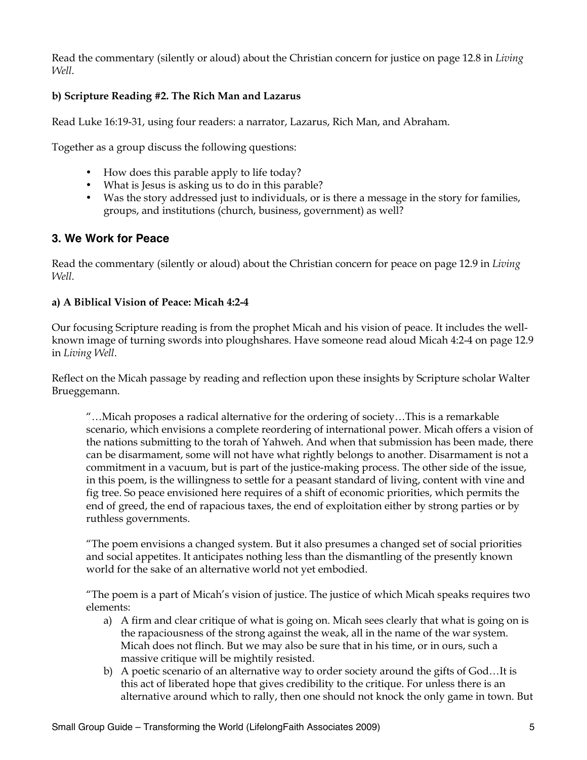Read the commentary (silently or aloud) about the Christian concern for justice on page 12.8 in *Living Well*.

**b) Scripture Reading #2. The Rich Man and Lazarus**

Read Luke 16:19-31, using four readers: a narrator, Lazarus, Rich Man, and Abraham.

Together as a group discuss the following questions:

- How does this parable apply to life today?
- What is Jesus is asking us to do in this parable?
- Was the story addressed just to individuals, or is there a message in the story for families, groups, and institutions (church, business, government) as well?

## 3. We Work for Peace

Read the commentary (silently or aloud) about the Christian concern for peace on page 12.9 in *Living Well*.

**a) A Biblical Vision of Peace: Micah 4:2-4**

Our focusing Scripture reading is from the prophet Micah and his vision of peace. It includes the well-known image of turning swords into ploughshares. Have someone read aloud Micah 4:2-4 on page 12.9 in *Living Well*.

Reflect on the Micah passage by reading and reflection upon these insights by Scripture scholar Walter Brueggemann.

> "…Micah proposes a radical alternative for the ordering of society…This is a remarkable scenario, which envisions a complete reordering of international power. Micah offers a vision of the nations submitting to the torah of Yahweh. And when that submission has been made, there can be disarmament, some will not have what rightly belongs to another. Disarmament is not a commitment in a vacuum, but is part of the justice-making process. The other side of the issue, in this poem, is the willingness to settle for a peasant standard of living, content with vine and fig tree. So peace envisioned here requires of a shift of economic priorities, which permits the end of greed, the end of rapacious taxes, the end of exploitation either by strong parties or by ruthless governments.
>
> "The poem envisions a changed system. But it also presumes a changed set of social priorities and social appetites. It anticipates nothing less than the dismantling of the presently known world for the sake of an alternative world not yet embodied.
>
> "The poem is a part of Micah's vision of justice. The justice of which Micah speaks requires two elements:
>
> a) A firm and clear critique of what is going on. Micah sees clearly that what is going on is the rapaciousness of the strong against the weak, all in the name of the war system. Micah does not flinch. But we may also be sure that in his time, or in ours, such a massive critique will be mightily resisted.
>
> b) A poetic scenario of an alternative way to order society around the gifts of God…It is this act of liberated hope that gives credibility to the critique. For unless there is an alternative around which to rally, then one should not knock the only game in town. But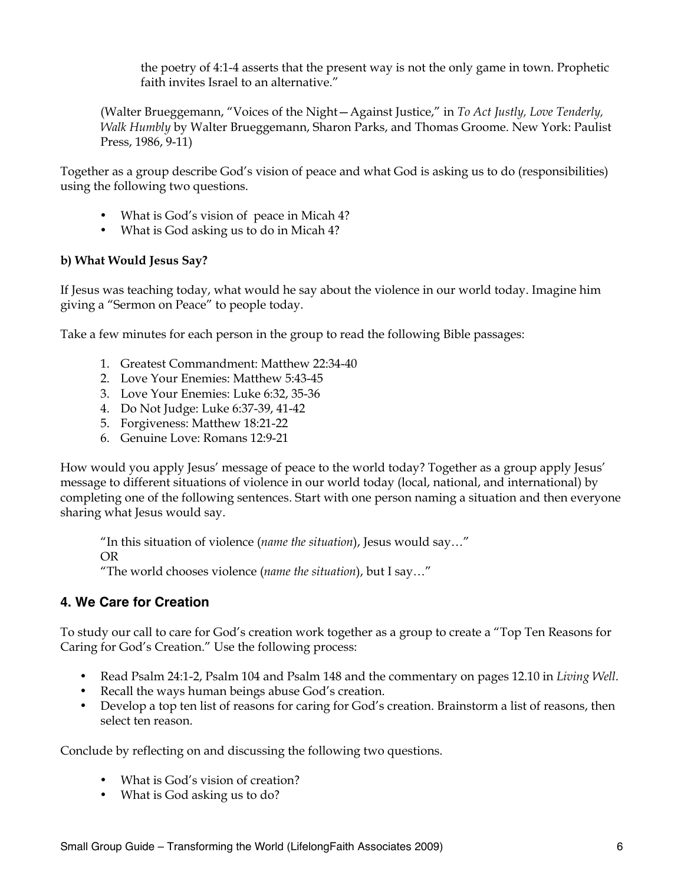> the poetry of 4:1-4 asserts that the present way is not the only game in town. Prophetic faith invites Israel to an alternative."

(Walter Brueggemann, "Voices of the Night—Against Justice," in *To Act Justly, Love Tenderly, Walk Humbly* by Walter Brueggemann, Sharon Parks, and Thomas Groome. New York: Paulist Press, 1986, 9-11)

Together as a group describe God's vision of peace and what God is asking us to do (responsibilities) using the following two questions.

- What is God's vision of peace in Micah 4?
- What is God asking us to do in Micah 4?

**b) What Would Jesus Say?**

If Jesus was teaching today, what would he say about the violence in our world today. Imagine him giving a "Sermon on Peace" to people today.

Take a few minutes for each person in the group to read the following Bible passages:

1. Greatest Commandment: Matthew 22:34-40
2. Love Your Enemies: Matthew 5:43-45
3. Love Your Enemies: Luke 6:32, 35-36
4. Do Not Judge: Luke 6:37-39, 41-42
5. Forgiveness: Matthew 18:21-22
6. Genuine Love: Romans 12:9-21

How would you apply Jesus' message of peace to the world today? Together as a group apply Jesus' message to different situations of violence in our world today (local, national, and international) by completing one of the following sentences. Start with one person naming a situation and then everyone sharing what Jesus would say.

"In this situation of violence (*name the situation*), Jesus would say…"
OR
"The world chooses violence (*name the situation*), but I say…"

## 4. We Care for Creation

To study our call to care for God's creation work together as a group to create a "Top Ten Reasons for Caring for God's Creation." Use the following process:

- Read Psalm 24:1-2, Psalm 104 and Psalm 148 and the commentary on pages 12.10 in *Living Well*.
- Recall the ways human beings abuse God's creation.
- Develop a top ten list of reasons for caring for God's creation. Brainstorm a list of reasons, then select ten reason.

Conclude by reflecting on and discussing the following two questions.

- What is God's vision of creation?
- What is God asking us to do?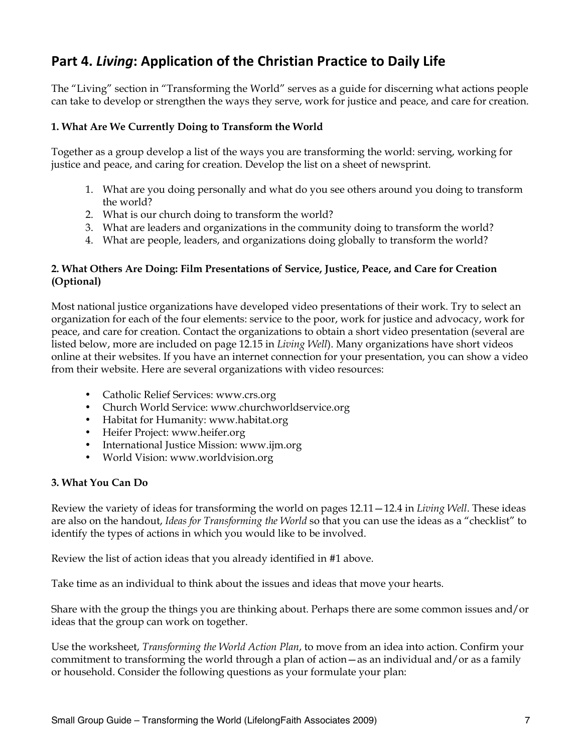## Part 4. *Living*: Application of the Christian Practice to Daily Life

The "Living" section in "Transforming the World" serves as a guide for discerning what actions people can take to develop or strengthen the ways they serve, work for justice and peace, and care for creation.

**1. What Are We Currently Doing to Transform the World**

Together as a group develop a list of the ways you are transforming the world: serving, working for justice and peace, and caring for creation. Develop the list on a sheet of newsprint.

1. What are you doing personally and what do you see others around you doing to transform the world?
2. What is our church doing to transform the world?
3. What are leaders and organizations in the community doing to transform the world?
4. What are people, leaders, and organizations doing globally to transform the world?

**2. What Others Are Doing: Film Presentations of Service, Justice, Peace, and Care for Creation (Optional)**

Most national justice organizations have developed video presentations of their work. Try to select an organization for each of the four elements: service to the poor, work for justice and advocacy, work for peace, and care for creation. Contact the organizations to obtain a short video presentation (several are listed below, more are included on page 12.15 in *Living Well*). Many organizations have short videos online at their websites. If you have an internet connection for your presentation, you can show a video from their website. Here are several organizations with video resources:

- Catholic Relief Services: www.crs.org
- Church World Service: www.churchworldservice.org
- Habitat for Humanity: www.habitat.org
- Heifer Project: www.heifer.org
- International Justice Mission: www.ijm.org
- World Vision: www.worldvision.org

**3. What You Can Do**

Review the variety of ideas for transforming the world on pages 12.11—12.4 in *Living Well*. These ideas are also on the handout, *Ideas for Transforming the World* so that you can use the ideas as a "checklist" to identify the types of actions in which you would like to be involved.

Review the list of action ideas that you already identified in #1 above.

Take time as an individual to think about the issues and ideas that move your hearts.

Share with the group the things you are thinking about. Perhaps there are some common issues and/or ideas that the group can work on together.

Use the worksheet, *Transforming the World Action Plan*, to move from an idea into action. Confirm your commitment to transforming the world through a plan of action—as an individual and/or as a family or household. Consider the following questions as your formulate your plan: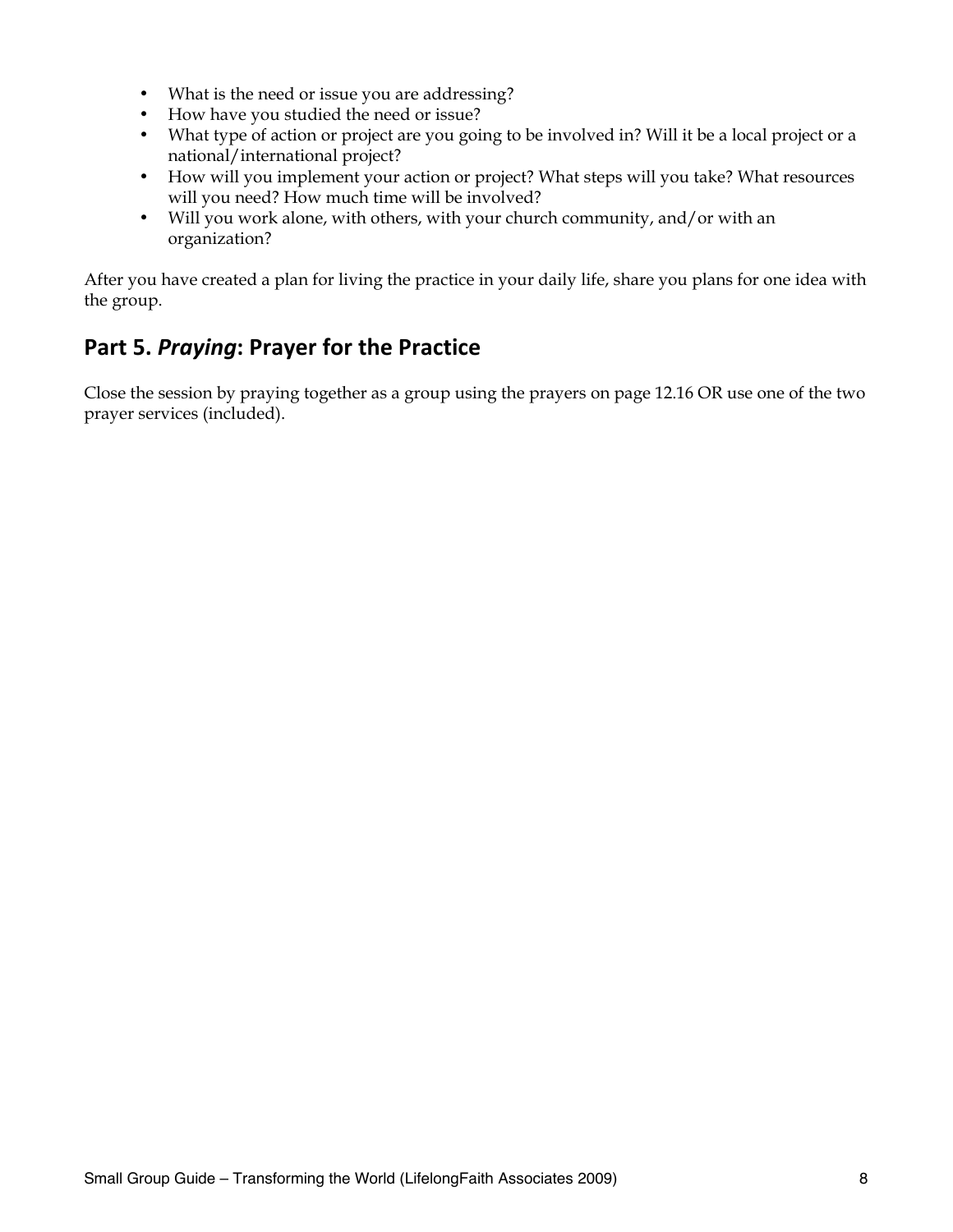- What is the need or issue you are addressing?
- How have you studied the need or issue?
- What type of action or project are you going to be involved in? Will it be a local project or a national/international project?
- How will you implement your action or project? What steps will you take? What resources will you need? How much time will be involved?
- Will you work alone, with others, with your church community, and/or with an organization?

After you have created a plan for living the practice in your daily life, share you plans for one idea with the group.

## Part 5. *Praying*: Prayer for the Practice

Close the session by praying together as a group using the prayers on page 12.16 OR use one of the two prayer services (included).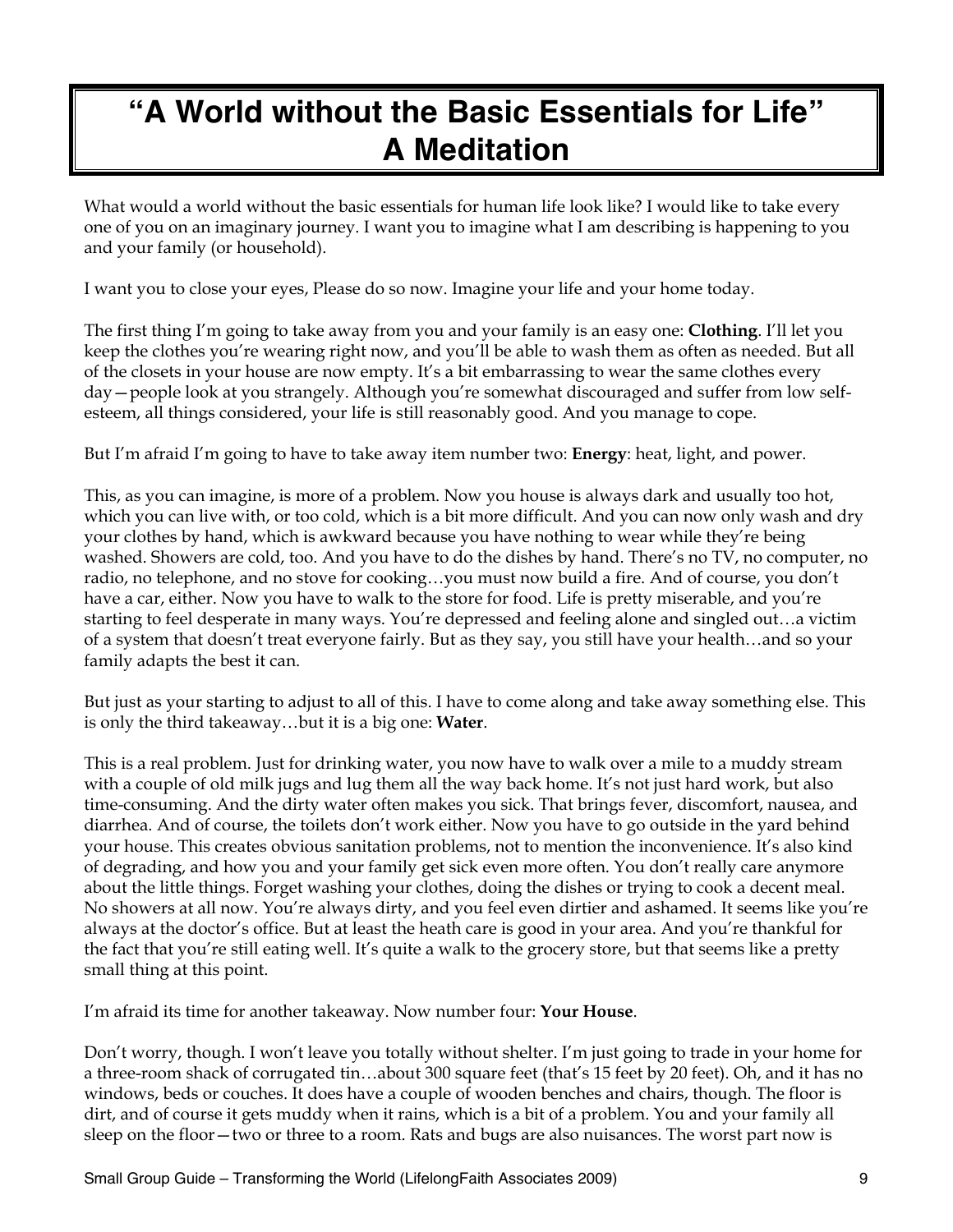# "A World without the Basic Essentials for Life" A Meditation

What would a world without the basic essentials for human life look like? I would like to take every one of you on an imaginary journey. I want you to imagine what I am describing is happening to you and your family (or household).

I want you to close your eyes, Please do so now. Imagine your life and your home today.

The first thing I'm going to take away from you and your family is an easy one: **Clothing**. I'll let you keep the clothes you're wearing right now, and you'll be able to wash them as often as needed. But all of the closets in your house are now empty. It's a bit embarrassing to wear the same clothes every day—people look at you strangely. Although you're somewhat discouraged and suffer from low self-esteem, all things considered, your life is still reasonably good. And you manage to cope.

But I'm afraid I'm going to have to take away item number two: **Energy**: heat, light, and power.

This, as you can imagine, is more of a problem. Now you house is always dark and usually too hot, which you can live with, or too cold, which is a bit more difficult. And you can now only wash and dry your clothes by hand, which is awkward because you have nothing to wear while they're being washed. Showers are cold, too. And you have to do the dishes by hand. There's no TV, no computer, no radio, no telephone, and no stove for cooking…you must now build a fire. And of course, you don't have a car, either. Now you have to walk to the store for food. Life is pretty miserable, and you're starting to feel desperate in many ways. You're depressed and feeling alone and singled out…a victim of a system that doesn't treat everyone fairly. But as they say, you still have your health…and so your family adapts the best it can.

But just as your starting to adjust to all of this. I have to come along and take away something else. This is only the third takeaway…but it is a big one: **Water**.

This is a real problem. Just for drinking water, you now have to walk over a mile to a muddy stream with a couple of old milk jugs and lug them all the way back home. It's not just hard work, but also time-consuming. And the dirty water often makes you sick. That brings fever, discomfort, nausea, and diarrhea. And of course, the toilets don't work either. Now you have to go outside in the yard behind your house. This creates obvious sanitation problems, not to mention the inconvenience. It's also kind of degrading, and how you and your family get sick even more often. You don't really care anymore about the little things. Forget washing your clothes, doing the dishes or trying to cook a decent meal. No showers at all now. You're always dirty, and you feel even dirtier and ashamed. It seems like you're always at the doctor's office. But at least the heath care is good in your area. And you're thankful for the fact that you're still eating well. It's quite a walk to the grocery store, but that seems like a pretty small thing at this point.

I'm afraid its time for another takeaway. Now number four: **Your House**.

Don't worry, though. I won't leave you totally without shelter. I'm just going to trade in your home for a three-room shack of corrugated tin…about 300 square feet (that's 15 feet by 20 feet). Oh, and it has no windows, beds or couches. It does have a couple of wooden benches and chairs, though. The floor is dirt, and of course it gets muddy when it rains, which is a bit of a problem. You and your family all sleep on the floor—two or three to a room. Rats and bugs are also nuisances. The worst part now is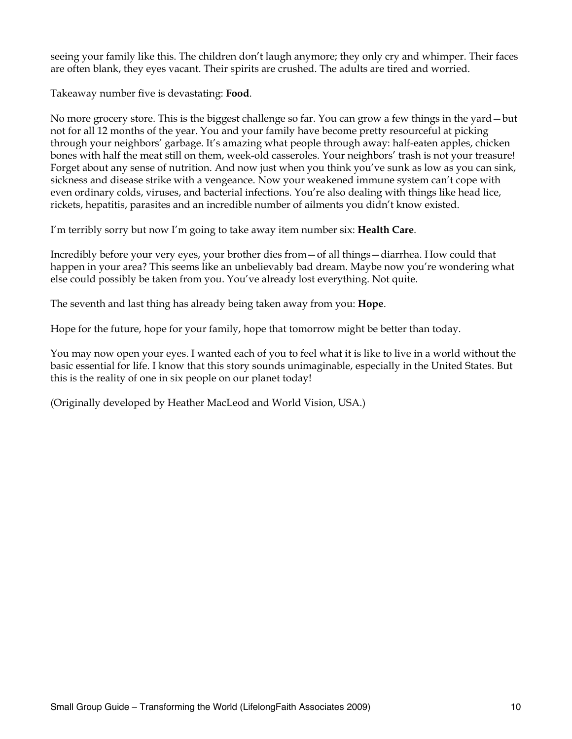seeing your family like this. The children don't laugh anymore; they only cry and whimper. Their faces are often blank, they eyes vacant. Their spirits are crushed. The adults are tired and worried.

Takeaway number five is devastating: **Food**.

No more grocery store. This is the biggest challenge so far. You can grow a few things in the yard—but not for all 12 months of the year. You and your family have become pretty resourceful at picking through your neighbors' garbage. It's amazing what people through away: half-eaten apples, chicken bones with half the meat still on them, week-old casseroles. Your neighbors' trash is not your treasure! Forget about any sense of nutrition. And now just when you think you've sunk as low as you can sink, sickness and disease strike with a vengeance. Now your weakened immune system can't cope with even ordinary colds, viruses, and bacterial infections. You're also dealing with things like head lice, rickets, hepatitis, parasites and an incredible number of ailments you didn't know existed.

I'm terribly sorry but now I'm going to take away item number six: **Health Care**.

Incredibly before your very eyes, your brother dies from—of all things—diarrhea. How could that happen in your area? This seems like an unbelievably bad dream. Maybe now you're wondering what else could possibly be taken from you. You've already lost everything. Not quite.

The seventh and last thing has already being taken away from you: **Hope**.

Hope for the future, hope for your family, hope that tomorrow might be better than today.

You may now open your eyes. I wanted each of you to feel what it is like to live in a world without the basic essential for life. I know that this story sounds unimaginable, especially in the United States. But this is the reality of one in six people on our planet today!

(Originally developed by Heather MacLeod and World Vision, USA.)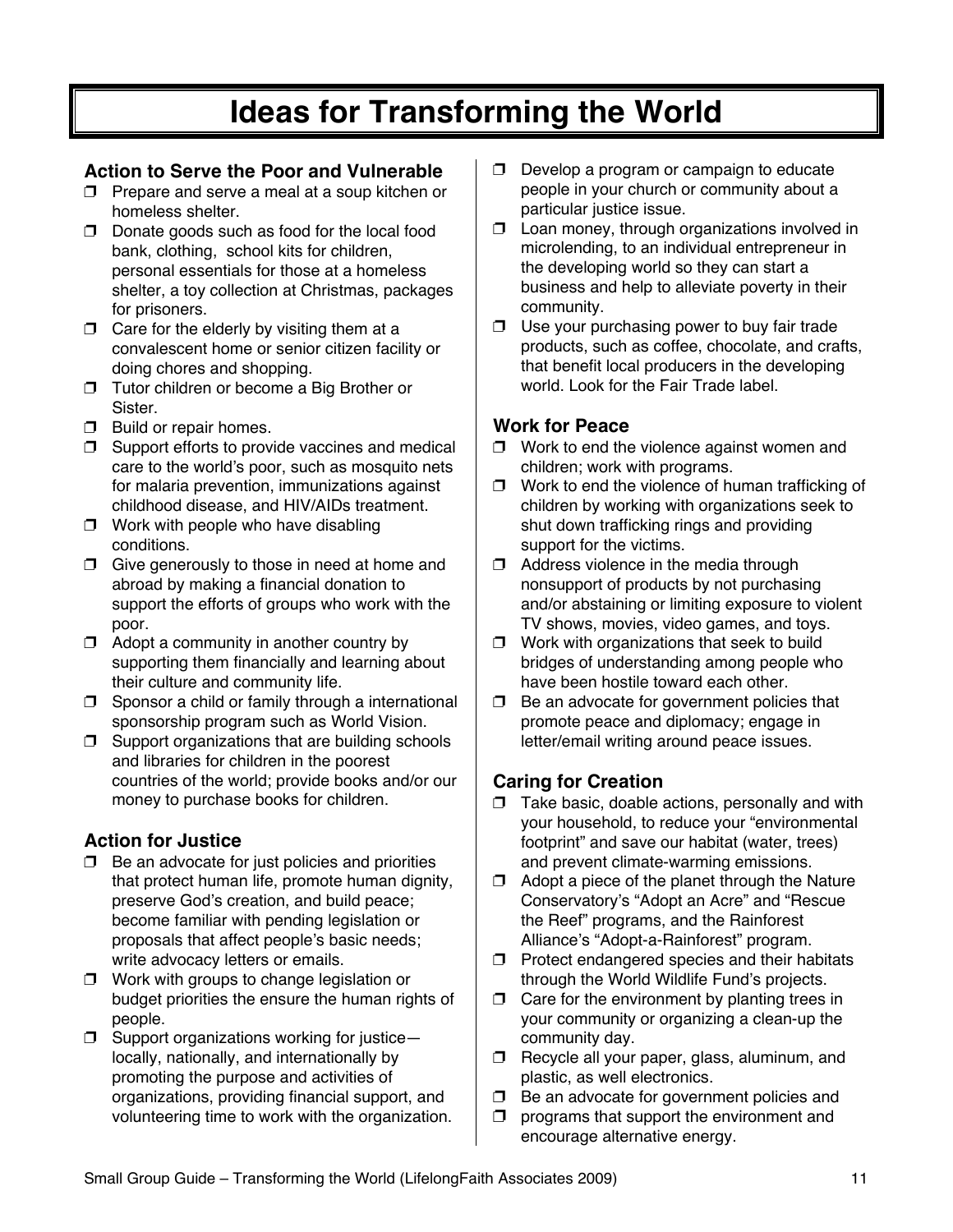# Ideas for Transforming the World

### Action to Serve the Poor and Vulnerable

- ❒ Prepare and serve a meal at a soup kitchen or homeless shelter.
- ❒ Donate goods such as food for the local food bank, clothing, school kits for children, personal essentials for those at a homeless shelter, a toy collection at Christmas, packages for prisoners.
- ❒ Care for the elderly by visiting them at a convalescent home or senior citizen facility or doing chores and shopping.
- ❒ Tutor children or become a Big Brother or Sister.
- ❒ Build or repair homes.
- ❒ Support efforts to provide vaccines and medical care to the world's poor, such as mosquito nets for malaria prevention, immunizations against childhood disease, and HIV/AIDs treatment.
- ❒ Work with people who have disabling conditions.
- ❒ Give generously to those in need at home and abroad by making a financial donation to support the efforts of groups who work with the poor.
- ❒ Adopt a community in another country by supporting them financially and learning about their culture and community life.
- ❒ Sponsor a child or family through a international sponsorship program such as World Vision.
- ❒ Support organizations that are building schools and libraries for children in the poorest countries of the world; provide books and/or our money to purchase books for children.

### Action for Justice

- ❒ Be an advocate for just policies and priorities that protect human life, promote human dignity, preserve God's creation, and build peace; become familiar with pending legislation or proposals that affect people's basic needs; write advocacy letters or emails.
- ❒ Work with groups to change legislation or budget priorities the ensure the human rights of people.
- ❒ Support organizations working for justice—locally, nationally, and internationally by promoting the purpose and activities of organizations, providing financial support, and volunteering time to work with the organization.
- ❒ Develop a program or campaign to educate people in your church or community about a particular justice issue.
- ❒ Loan money, through organizations involved in microlending, to an individual entrepreneur in the developing world so they can start a business and help to alleviate poverty in their community.
- ❒ Use your purchasing power to buy fair trade products, such as coffee, chocolate, and crafts, that benefit local producers in the developing world. Look for the Fair Trade label.

### Work for Peace

- ❒ Work to end the violence against women and children; work with programs.
- ❒ Work to end the violence of human trafficking of children by working with organizations seek to shut down trafficking rings and providing support for the victims.
- ❒ Address violence in the media through nonsupport of products by not purchasing and/or abstaining or limiting exposure to violent TV shows, movies, video games, and toys.
- ❒ Work with organizations that seek to build bridges of understanding among people who have been hostile toward each other.
- ❒ Be an advocate for government policies that promote peace and diplomacy; engage in letter/email writing around peace issues.

### Caring for Creation

- ❒ Take basic, doable actions, personally and with your household, to reduce your "environmental footprint" and save our habitat (water, trees) and prevent climate-warming emissions.
- ❒ Adopt a piece of the planet through the Nature Conservatory's "Adopt an Acre" and "Rescue the Reef" programs, and the Rainforest Alliance's "Adopt-a-Rainforest" program.
- ❒ Protect endangered species and their habitats through the World Wildlife Fund's projects.
- ❒ Care for the environment by planting trees in your community or organizing a clean-up the community day.
- ❒ Recycle all your paper, glass, aluminum, and plastic, as well electronics.
- ❒ Be an advocate for government policies and
- ❒ programs that support the environment and encourage alternative energy.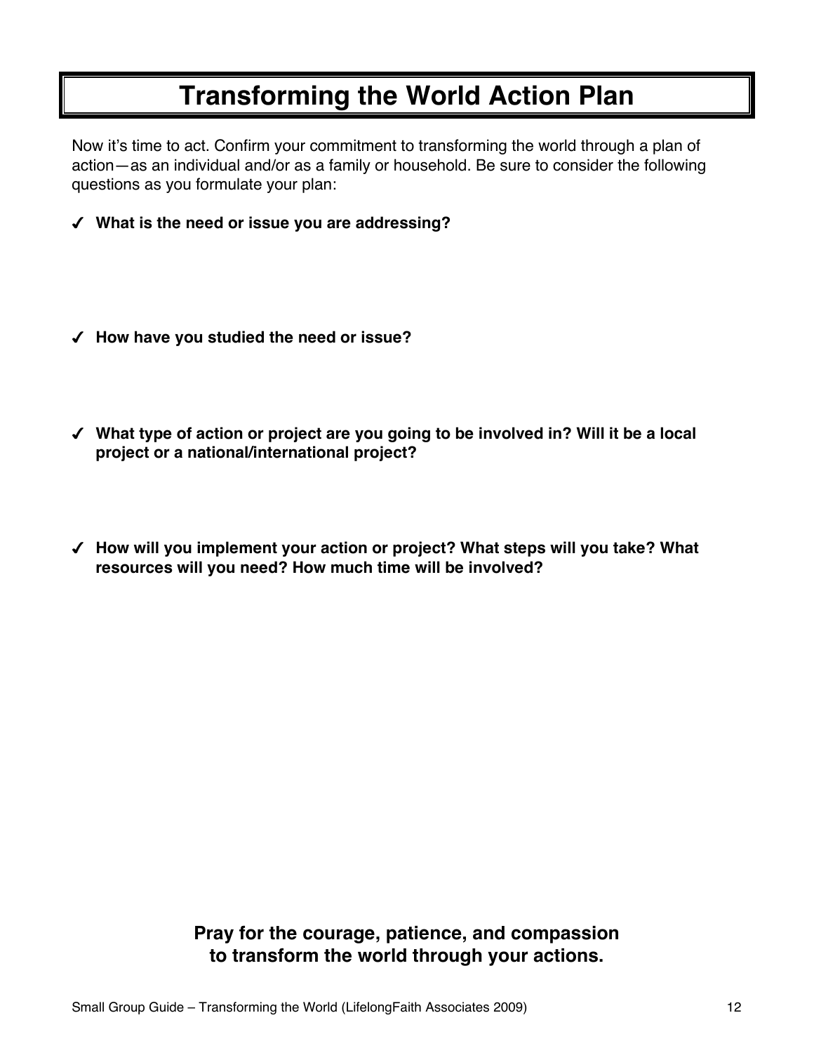# Transforming the World Action Plan

Now it's time to act. Confirm your commitment to transforming the world through a plan of action—as an individual and/or as a family or household. Be sure to consider the following questions as you formulate your plan:

- ✓ **What is the need or issue you are addressing?**

- ✓ **How have you studied the need or issue?**

- ✓ **What type of action or project are you going to be involved in? Will it be a local project or a national/international project?**

- ✓ **How will you implement your action or project? What steps will you take? What resources will you need? How much time will be involved?**

**Pray for the courage, patience, and compassion to transform the world through your actions.**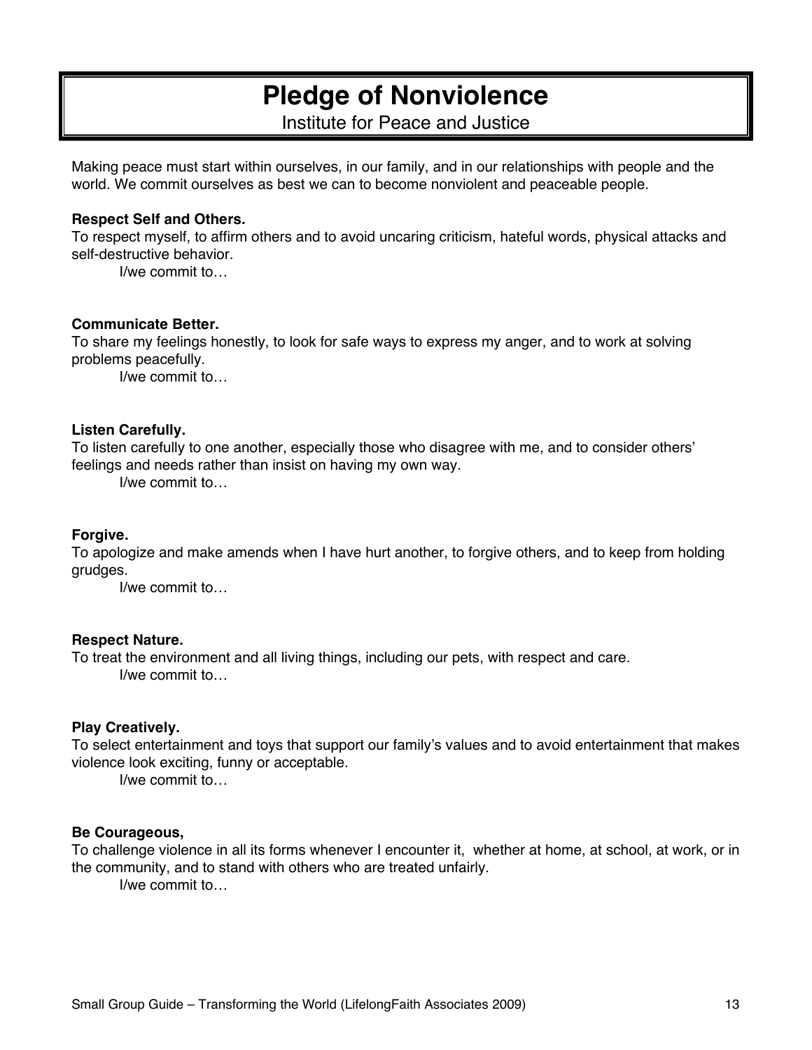# Pledge of Nonviolence

Institute for Peace and Justice

Making peace must start within ourselves, in our family, and in our relationships with people and the world. We commit ourselves as best we can to become nonviolent and peaceable people.

**Respect Self and Others.**
To respect myself, to affirm others and to avoid uncaring criticism, hateful words, physical attacks and self-destructive behavior.

I/we commit to…

**Communicate Better.**
To share my feelings honestly, to look for safe ways to express my anger, and to work at solving problems peacefully.

I/we commit to…

**Listen Carefully.**
To listen carefully to one another, especially those who disagree with me, and to consider others' feelings and needs rather than insist on having my own way.

I/we commit to…

**Forgive.**
To apologize and make amends when I have hurt another, to forgive others, and to keep from holding grudges.

I/we commit to…

**Respect Nature.**
To treat the environment and all living things, including our pets, with respect and care.

I/we commit to…

**Play Creatively.**
To select entertainment and toys that support our family's values and to avoid entertainment that makes violence look exciting, funny or acceptable.

I/we commit to…

**Be Courageous,**
To challenge violence in all its forms whenever I encounter it, whether at home, at school, at work, or in the community, and to stand with others who are treated unfairly.

I/we commit to…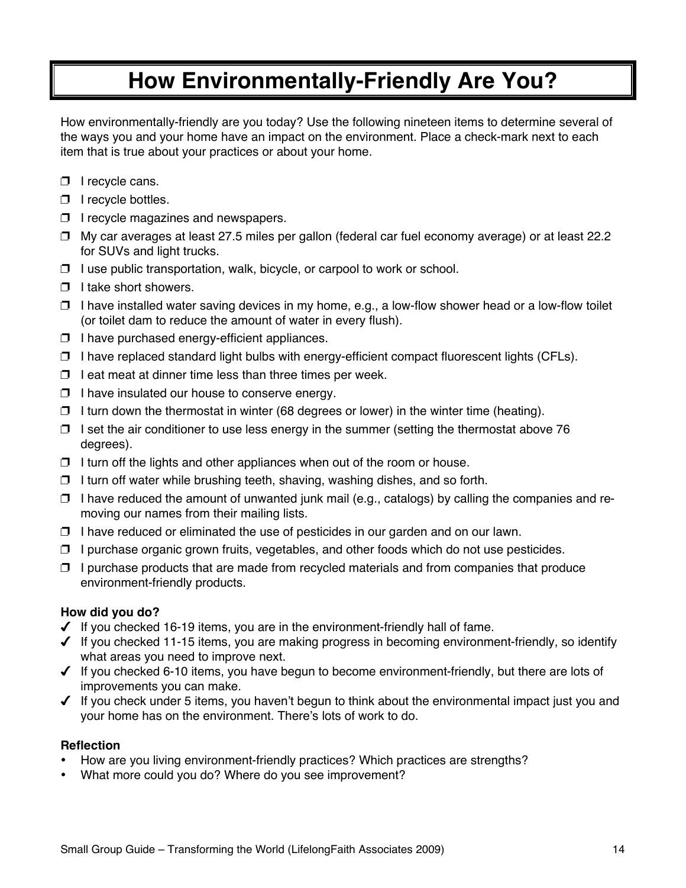# How Environmentally-Friendly Are You?

How environmentally-friendly are you today? Use the following nineteen items to determine several of the ways you and your home have an impact on the environment. Place a check-mark next to each item that is true about your practices or about your home.

- ❒ I recycle cans.
- ❒ I recycle bottles.
- ❒ I recycle magazines and newspapers.
- ❒ My car averages at least 27.5 miles per gallon (federal car fuel economy average) or at least 22.2 for SUVs and light trucks.
- ❒ I use public transportation, walk, bicycle, or carpool to work or school.
- ❒ I take short showers.
- ❒ I have installed water saving devices in my home, e.g., a low-flow shower head or a low-flow toilet (or toilet dam to reduce the amount of water in every flush).
- ❒ I have purchased energy-efficient appliances.
- ❒ I have replaced standard light bulbs with energy-efficient compact fluorescent lights (CFLs).
- ❒ I eat meat at dinner time less than three times per week.
- ❒ I have insulated our house to conserve energy.
- ❒ I turn down the thermostat in winter (68 degrees or lower) in the winter time (heating).
- ❒ I set the air conditioner to use less energy in the summer (setting the thermostat above 76 degrees).
- ❒ I turn off the lights and other appliances when out of the room or house.
- ❒ I turn off water while brushing teeth, shaving, washing dishes, and so forth.
- ❒ I have reduced the amount of unwanted junk mail (e.g., catalogs) by calling the companies and removing our names from their mailing lists.
- ❒ I have reduced or eliminated the use of pesticides in our garden and on our lawn.
- ❒ I purchase organic grown fruits, vegetables, and other foods which do not use pesticides.
- ❒ I purchase products that are made from recycled materials and from companies that produce environment-friendly products.

**How did you do?**

- ✓ If you checked 16-19 items, you are in the environment-friendly hall of fame.
- ✓ If you checked 11-15 items, you are making progress in becoming environment-friendly, so identify what areas you need to improve next.
- ✓ If you checked 6-10 items, you have begun to become environment-friendly, but there are lots of improvements you can make.
- ✓ If you check under 5 items, you haven't begun to think about the environmental impact just you and your home has on the environment. There's lots of work to do.

**Reflection**

- How are you living environment-friendly practices? Which practices are strengths?
- What more could you do? Where do you see improvement?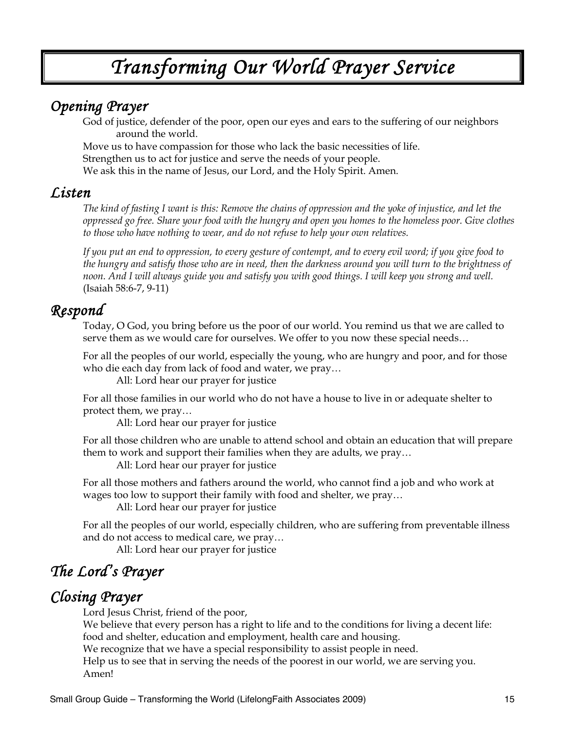# *Transforming Our World Prayer Service*

## *Opening Prayer*

God of justice, defender of the poor, open our eyes and ears to the suffering of our neighbors around the world.
Move us to have compassion for those who lack the basic necessities of life.
Strengthen us to act for justice and serve the needs of your people.
We ask this in the name of Jesus, our Lord, and the Holy Spirit. Amen.

## *Listen*

*The kind of fasting I want is this: Remove the chains of oppression and the yoke of injustice, and let the oppressed go free. Share your food with the hungry and open you homes to the homeless poor. Give clothes to those who have nothing to wear, and do not refuse to help your own relatives.*

*If you put an end to oppression, to every gesture of contempt, and to every evil word; if you give food to the hungry and satisfy those who are in need, then the darkness around you will turn to the brightness of noon. And I will always guide you and satisfy you with good things. I will keep you strong and well.* (Isaiah 58:6-7, 9-11)

## *Respond*

Today, O God, you bring before us the poor of our world. You remind us that we are called to serve them as we would care for ourselves. We offer to you now these special needs…

For all the peoples of our world, especially the young, who are hungry and poor, and for those who die each day from lack of food and water, we pray…

All: Lord hear our prayer for justice

For all those families in our world who do not have a house to live in or adequate shelter to protect them, we pray…

All: Lord hear our prayer for justice

For all those children who are unable to attend school and obtain an education that will prepare them to work and support their families when they are adults, we pray…

All: Lord hear our prayer for justice

For all those mothers and fathers around the world, who cannot find a job and who work at wages too low to support their family with food and shelter, we pray…

All: Lord hear our prayer for justice

For all the peoples of our world, especially children, who are suffering from preventable illness and do not access to medical care, we pray…

All: Lord hear our prayer for justice

## *The Lord's Prayer*

## *Closing Prayer*

Lord Jesus Christ, friend of the poor,
We believe that every person has a right to life and to the conditions for living a decent life: food and shelter, education and employment, health care and housing.
We recognize that we have a special responsibility to assist people in need.
Help us to see that in serving the needs of the poorest in our world, we are serving you.
Amen!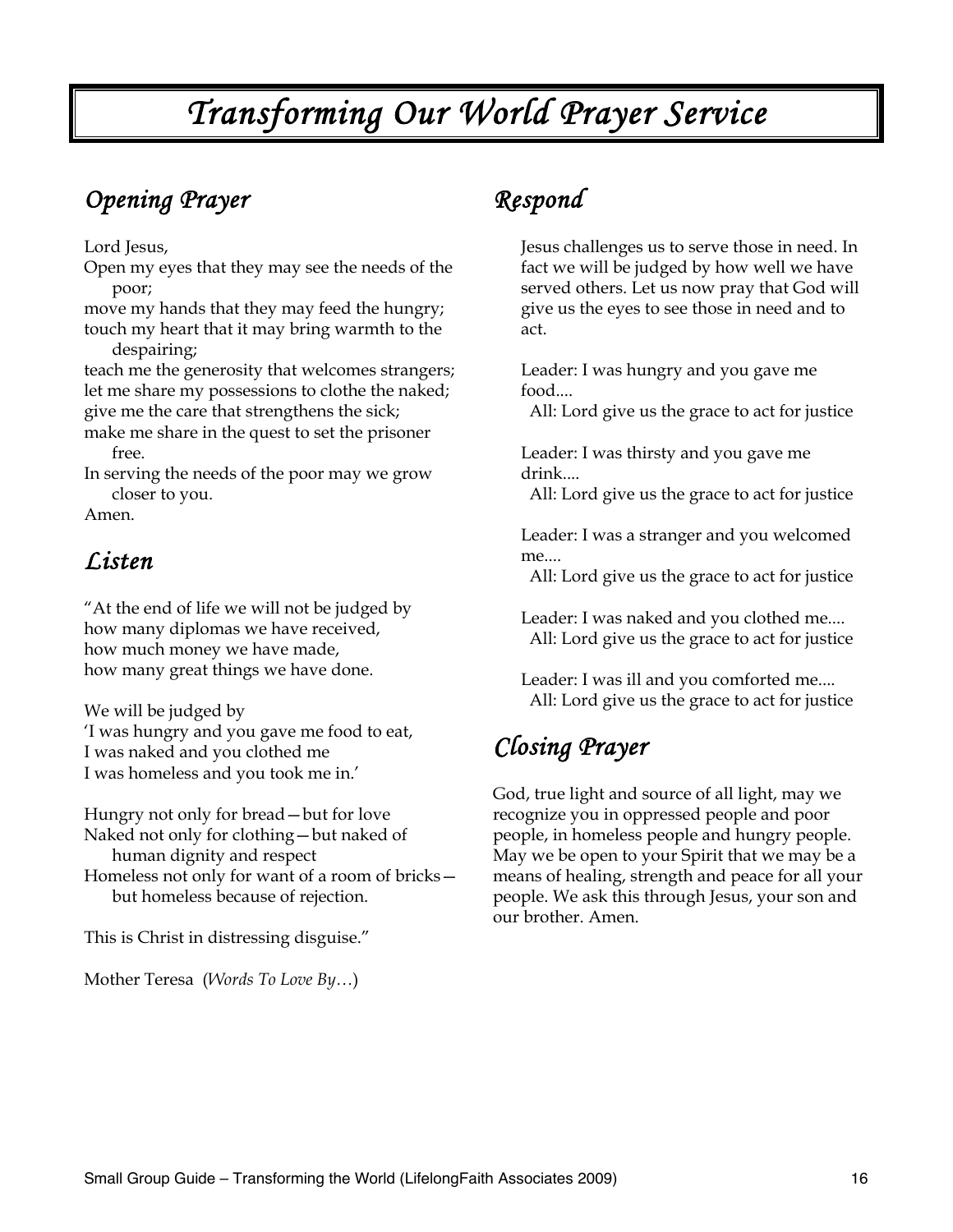# *Transforming Our World Prayer Service*

## *Opening Prayer*

Lord Jesus,
Open my eyes that they may see the needs of the poor;
move my hands that they may feed the hungry;
touch my heart that it may bring warmth to the despairing;
teach me the generosity that welcomes strangers;
let me share my possessions to clothe the naked;
give me the care that strengthens the sick;
make me share in the quest to set the prisoner free.
In serving the needs of the poor may we grow closer to you.
Amen.

## *Listen*

"At the end of life we will not be judged by
how many diplomas we have received,
how much money we have made,
how many great things we have done.

We will be judged by
'I was hungry and you gave me food to eat,
I was naked and you clothed me
I was homeless and you took me in.'

Hungry not only for bread—but for love
Naked not only for clothing—but naked of human dignity and respect
Homeless not only for want of a room of bricks—but homeless because of rejection.

This is Christ in distressing disguise."

Mother Teresa (*Words To Love By…*)

## *Respond*

Jesus challenges us to serve those in need. In fact we will be judged by how well we have served others. Let us now pray that God will give us the eyes to see those in need and to act.

Leader: I was hungry and you gave me food....
All: Lord give us the grace to act for justice

Leader: I was thirsty and you gave me drink....
All: Lord give us the grace to act for justice

Leader: I was a stranger and you welcomed me....
All: Lord give us the grace to act for justice

Leader: I was naked and you clothed me....
All: Lord give us the grace to act for justice

Leader: I was ill and you comforted me....
All: Lord give us the grace to act for justice

## *Closing Prayer*

God, true light and source of all light, may we recognize you in oppressed people and poor people, in homeless people and hungry people. May we be open to your Spirit that we may be a means of healing, strength and peace for all your people. We ask this through Jesus, your son and our brother. Amen.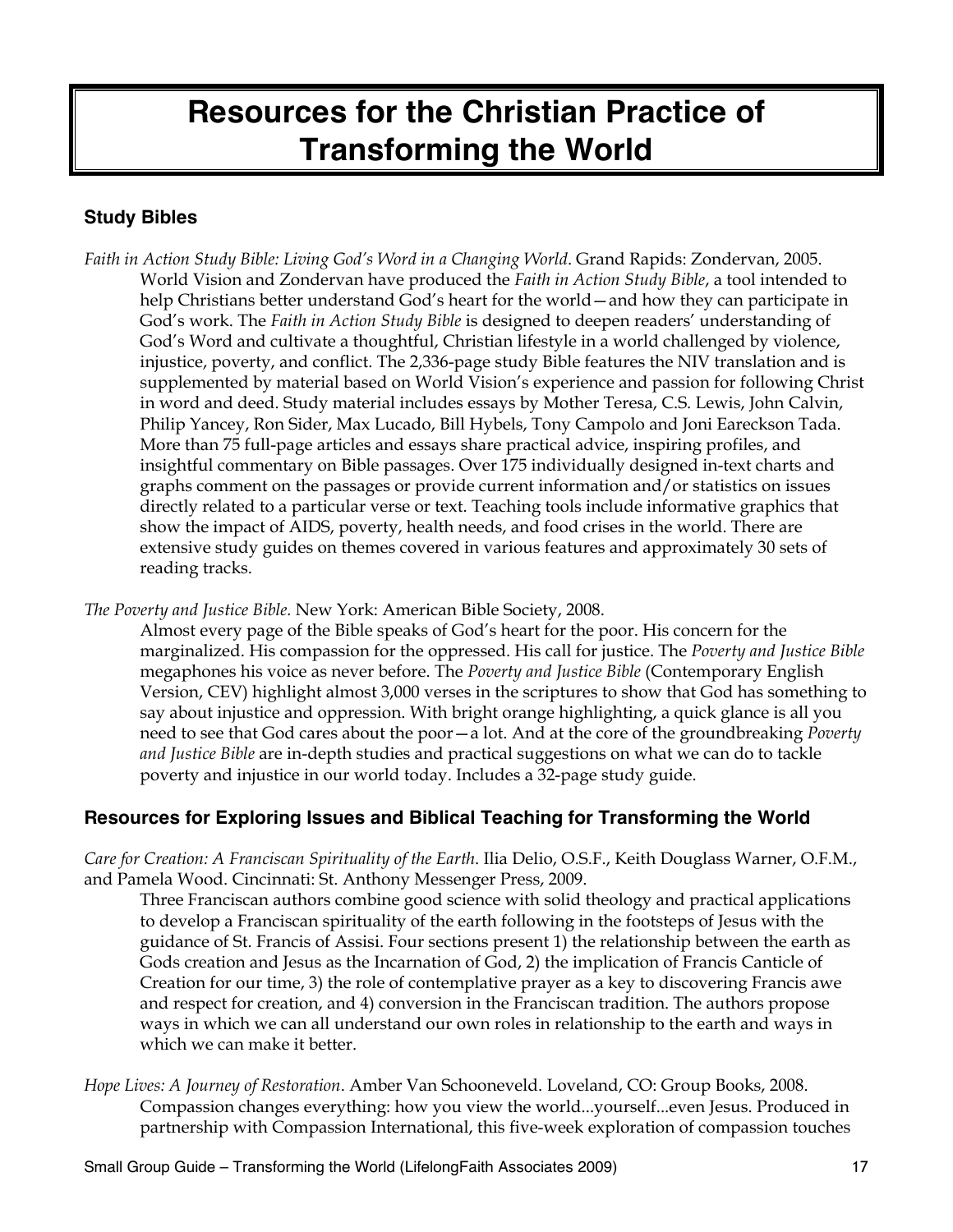# Resources for the Christian Practice of Transforming the World

### Study Bibles

*Faith in Action Study Bible: Living God's Word in a Changing World*. Grand Rapids: Zondervan, 2005.
World Vision and Zondervan have produced the *Faith in Action Study Bible*, a tool intended to help Christians better understand God's heart for the world—and how they can participate in God's work. The *Faith in Action Study Bible* is designed to deepen readers' understanding of God's Word and cultivate a thoughtful, Christian lifestyle in a world challenged by violence, injustice, poverty, and conflict. The 2,336-page study Bible features the NIV translation and is supplemented by material based on World Vision's experience and passion for following Christ in word and deed. Study material includes essays by Mother Teresa, C.S. Lewis, John Calvin, Philip Yancey, Ron Sider, Max Lucado, Bill Hybels, Tony Campolo and Joni Eareckson Tada. More than 75 full-page articles and essays share practical advice, inspiring profiles, and insightful commentary on Bible passages. Over 175 individually designed in-text charts and graphs comment on the passages or provide current information and/or statistics on issues directly related to a particular verse or text. Teaching tools include informative graphics that show the impact of AIDS, poverty, health needs, and food crises in the world. There are extensive study guides on themes covered in various features and approximately 30 sets of reading tracks.

*The Poverty and Justice Bible.* New York: American Bible Society, 2008.
Almost every page of the Bible speaks of God's heart for the poor. His concern for the marginalized. His compassion for the oppressed. His call for justice. The *Poverty and Justice Bible* megaphones his voice as never before. The *Poverty and Justice Bible* (Contemporary English Version, CEV) highlight almost 3,000 verses in the scriptures to show that God has something to say about injustice and oppression. With bright orange highlighting, a quick glance is all you need to see that God cares about the poor—a lot. And at the core of the groundbreaking *Poverty and Justice Bible* are in-depth studies and practical suggestions on what we can do to tackle poverty and injustice in our world today. Includes a 32-page study guide.

### Resources for Exploring Issues and Biblical Teaching for Transforming the World

*Care for Creation: A Franciscan Spirituality of the Earth*. Ilia Delio, O.S.F., Keith Douglass Warner, O.F.M., and Pamela Wood. Cincinnati: St. Anthony Messenger Press, 2009.
Three Franciscan authors combine good science with solid theology and practical applications to develop a Franciscan spirituality of the earth following in the footsteps of Jesus with the guidance of St. Francis of Assisi. Four sections present 1) the relationship between the earth as Gods creation and Jesus as the Incarnation of God, 2) the implication of Francis Canticle of Creation for our time, 3) the role of contemplative prayer as a key to discovering Francis awe and respect for creation, and 4) conversion in the Franciscan tradition. The authors propose ways in which we can all understand our own roles in relationship to the earth and ways in which we can make it better.

*Hope Lives: A Journey of Restoration*. Amber Van Schooneveld. Loveland, CO: Group Books, 2008.
Compassion changes everything: how you view the world...yourself...even Jesus. Produced in partnership with Compassion International, this five-week exploration of compassion touches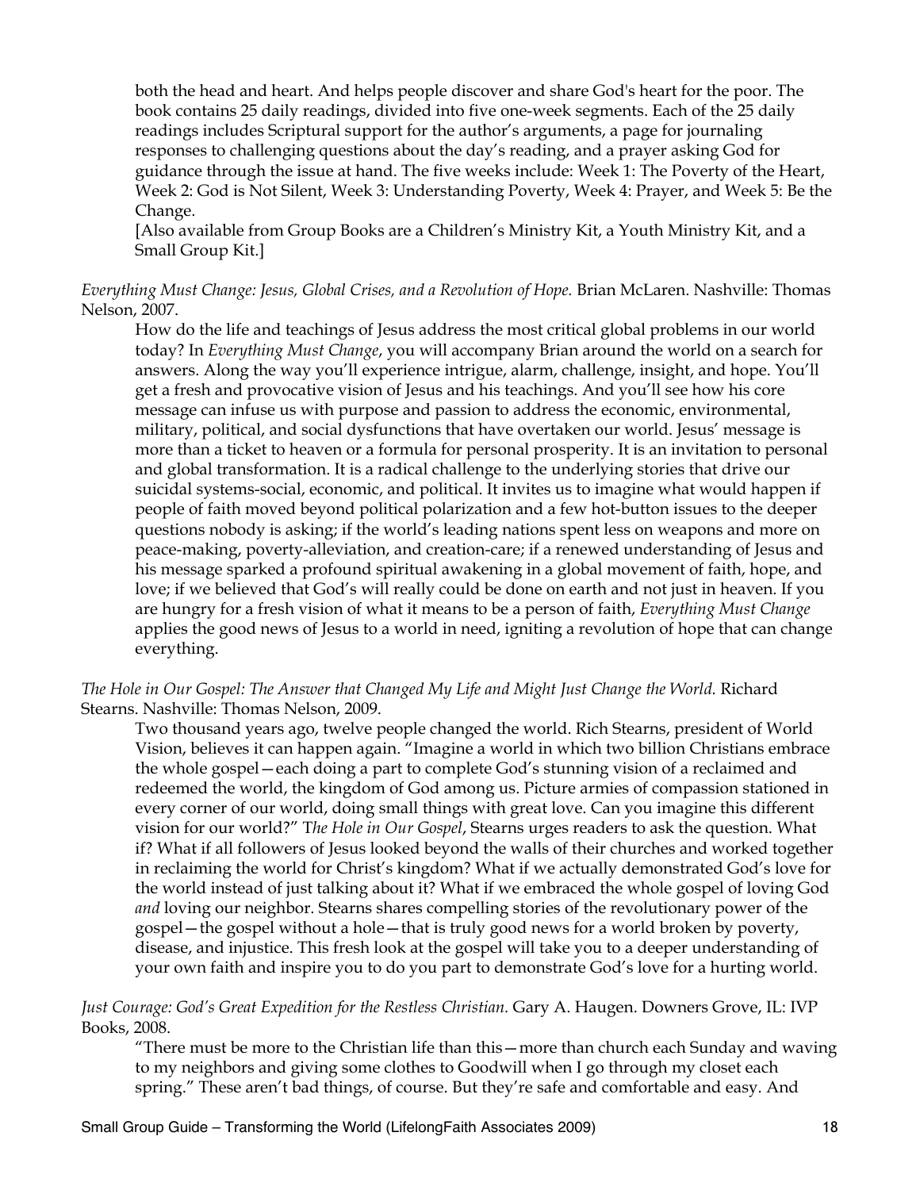both the head and heart. And helps people discover and share God's heart for the poor. The book contains 25 daily readings, divided into five one-week segments. Each of the 25 daily readings includes Scriptural support for the author's arguments, a page for journaling responses to challenging questions about the day's reading, and a prayer asking God for guidance through the issue at hand. The five weeks include: Week 1: The Poverty of the Heart, Week 2: God is Not Silent, Week 3: Understanding Poverty, Week 4: Prayer, and Week 5: Be the Change.
[Also available from Group Books are a Children's Ministry Kit, a Youth Ministry Kit, and a Small Group Kit.]

*Everything Must Change: Jesus, Global Crises, and a Revolution of Hope.* Brian McLaren. Nashville: Thomas Nelson, 2007.

How do the life and teachings of Jesus address the most critical global problems in our world today? In *Everything Must Change*, you will accompany Brian around the world on a search for answers. Along the way you'll experience intrigue, alarm, challenge, insight, and hope. You'll get a fresh and provocative vision of Jesus and his teachings. And you'll see how his core message can infuse us with purpose and passion to address the economic, environmental, military, political, and social dysfunctions that have overtaken our world. Jesus' message is more than a ticket to heaven or a formula for personal prosperity. It is an invitation to personal and global transformation. It is a radical challenge to the underlying stories that drive our suicidal systems-social, economic, and political. It invites us to imagine what would happen if people of faith moved beyond political polarization and a few hot-button issues to the deeper questions nobody is asking; if the world's leading nations spent less on weapons and more on peace-making, poverty-alleviation, and creation-care; if a renewed understanding of Jesus and his message sparked a profound spiritual awakening in a global movement of faith, hope, and love; if we believed that God's will really could be done on earth and not just in heaven. If you are hungry for a fresh vision of what it means to be a person of faith, *Everything Must Change* applies the good news of Jesus to a world in need, igniting a revolution of hope that can change everything.

*The Hole in Our Gospel: The Answer that Changed My Life and Might Just Change the World.* Richard Stearns. Nashville: Thomas Nelson, 2009.

Two thousand years ago, twelve people changed the world. Rich Stearns, president of World Vision, believes it can happen again. "Imagine a world in which two billion Christians embrace the whole gospel—each doing a part to complete God's stunning vision of a reclaimed and redeemed the world, the kingdom of God among us. Picture armies of compassion stationed in every corner of our world, doing small things with great love. Can you imagine this different vision for our world?" *The Hole in Our Gospel*, Stearns urges readers to ask the question. What if? What if all followers of Jesus looked beyond the walls of their churches and worked together in reclaiming the world for Christ's kingdom? What if we actually demonstrated God's love for the world instead of just talking about it? What if we embraced the whole gospel of loving God *and* loving our neighbor. Stearns shares compelling stories of the revolutionary power of the gospel—the gospel without a hole—that is truly good news for a world broken by poverty, disease, and injustice. This fresh look at the gospel will take you to a deeper understanding of your own faith and inspire you to do you part to demonstrate God's love for a hurting world.

*Just Courage: God's Great Expedition for the Restless Christian.* Gary A. Haugen. Downers Grove, IL: IVP Books, 2008.

"There must be more to the Christian life than this—more than church each Sunday and waving to my neighbors and giving some clothes to Goodwill when I go through my closet each spring." These aren't bad things, of course. But they're safe and comfortable and easy. And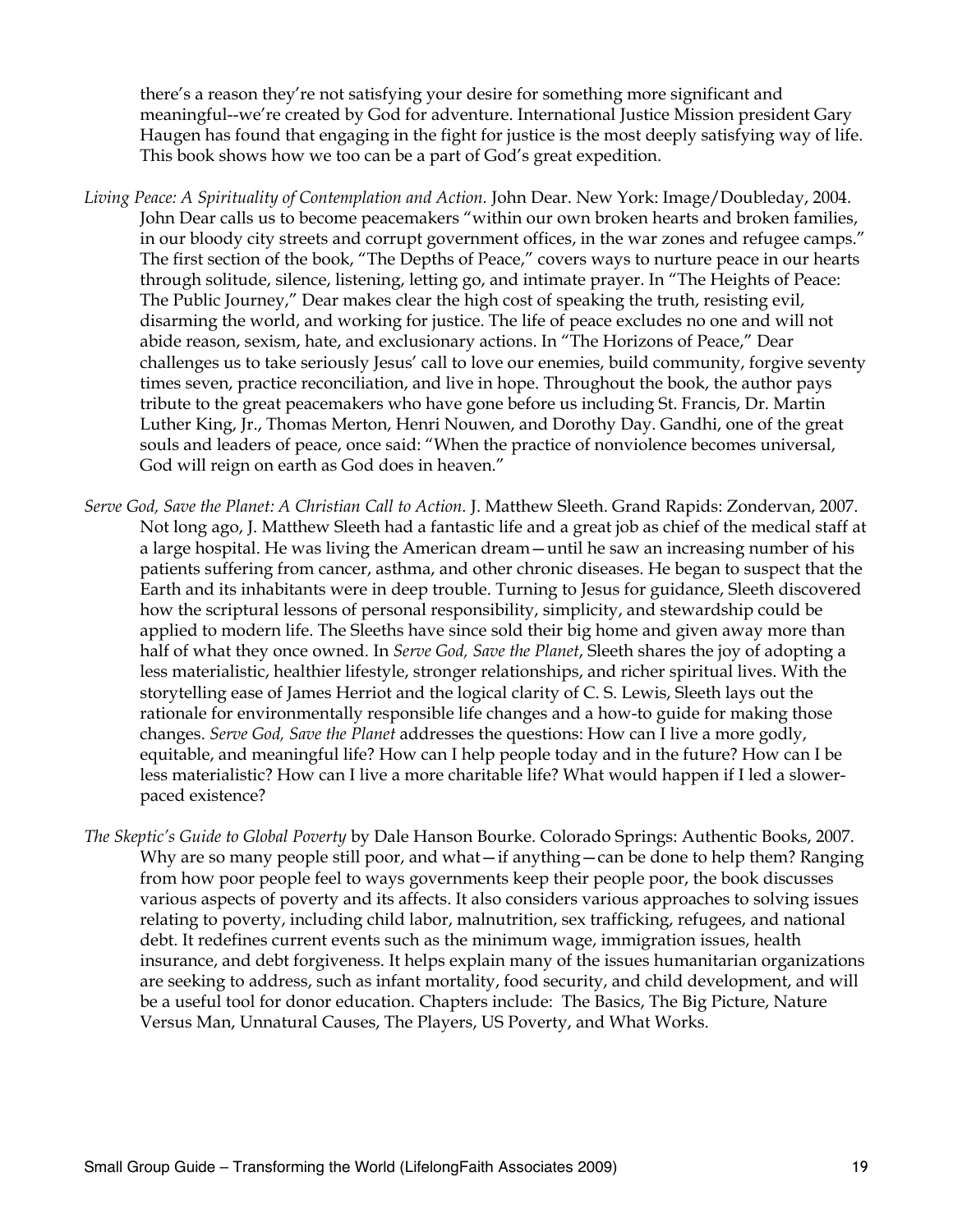there's a reason they're not satisfying your desire for something more significant and meaningful--we're created by God for adventure. International Justice Mission president Gary Haugen has found that engaging in the fight for justice is the most deeply satisfying way of life. This book shows how we too can be a part of God's great expedition.

*Living Peace: A Spirituality of Contemplation and Action.* John Dear. New York: Image/Doubleday, 2004. John Dear calls us to become peacemakers "within our own broken hearts and broken families, in our bloody city streets and corrupt government offices, in the war zones and refugee camps." The first section of the book, "The Depths of Peace," covers ways to nurture peace in our hearts through solitude, silence, listening, letting go, and intimate prayer. In "The Heights of Peace: The Public Journey," Dear makes clear the high cost of speaking the truth, resisting evil, disarming the world, and working for justice. The life of peace excludes no one and will not abide reason, sexism, hate, and exclusionary actions. In "The Horizons of Peace," Dear challenges us to take seriously Jesus' call to love our enemies, build community, forgive seventy times seven, practice reconciliation, and live in hope. Throughout the book, the author pays tribute to the great peacemakers who have gone before us including St. Francis, Dr. Martin Luther King, Jr., Thomas Merton, Henri Nouwen, and Dorothy Day. Gandhi, one of the great souls and leaders of peace, once said: "When the practice of nonviolence becomes universal, God will reign on earth as God does in heaven."

*Serve God, Save the Planet: A Christian Call to Action.* J. Matthew Sleeth. Grand Rapids: Zondervan, 2007. Not long ago, J. Matthew Sleeth had a fantastic life and a great job as chief of the medical staff at a large hospital. He was living the American dream—until he saw an increasing number of his patients suffering from cancer, asthma, and other chronic diseases. He began to suspect that the Earth and its inhabitants were in deep trouble. Turning to Jesus for guidance, Sleeth discovered how the scriptural lessons of personal responsibility, simplicity, and stewardship could be applied to modern life. The Sleeths have since sold their big home and given away more than half of what they once owned. In *Serve God, Save the Planet*, Sleeth shares the joy of adopting a less materialistic, healthier lifestyle, stronger relationships, and richer spiritual lives. With the storytelling ease of James Herriot and the logical clarity of C. S. Lewis, Sleeth lays out the rationale for environmentally responsible life changes and a how-to guide for making those changes. *Serve God, Save the Planet* addresses the questions: How can I live a more godly, equitable, and meaningful life? How can I help people today and in the future? How can I be less materialistic? How can I live a more charitable life? What would happen if I led a slower-paced existence?

*The Skeptic's Guide to Global Poverty* by Dale Hanson Bourke. Colorado Springs: Authentic Books, 2007. Why are so many people still poor, and what—if anything—can be done to help them? Ranging from how poor people feel to ways governments keep their people poor, the book discusses various aspects of poverty and its affects. It also considers various approaches to solving issues relating to poverty, including child labor, malnutrition, sex trafficking, refugees, and national debt. It redefines current events such as the minimum wage, immigration issues, health insurance, and debt forgiveness. It helps explain many of the issues humanitarian organizations are seeking to address, such as infant mortality, food security, and child development, and will be a useful tool for donor education. Chapters include: The Basics, The Big Picture, Nature Versus Man, Unnatural Causes, The Players, US Poverty, and What Works.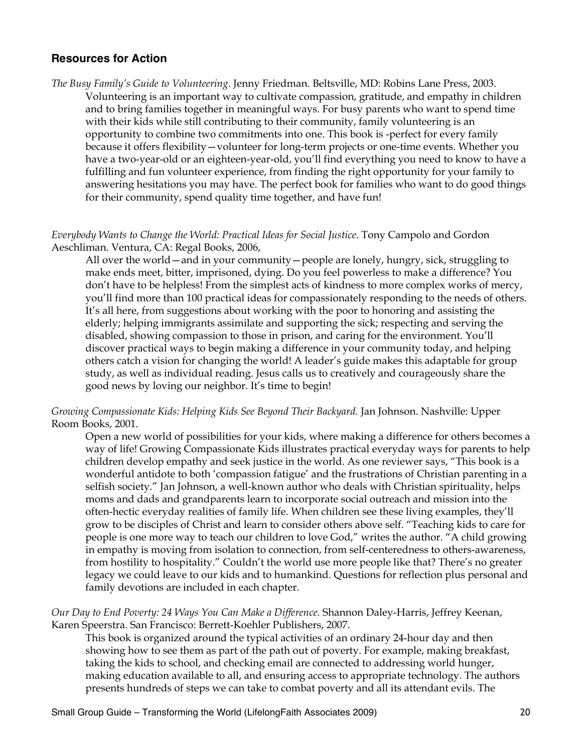## Resources for Action

*The Busy Family's Guide to Volunteering*. Jenny Friedman. Beltsville, MD: Robins Lane Press, 2003.

Volunteering is an important way to cultivate compassion, gratitude, and empathy in children and to bring families together in meaningful ways. For busy parents who want to spend time with their kids while still contributing to their community, family volunteering is an opportunity to combine two commitments into one. This book is -perfect for every family because it offers flexibility—volunteer for long-term projects or one-time events. Whether you have a two-year-old or an eighteen-year-old, you'll find everything you need to know to have a fulfilling and fun volunteer experience, from finding the right opportunity for your family to answering hesitations you may have. The perfect book for families who want to do good things for their community, spend quality time together, and have fun!

*Everybody Wants to Change the World: Practical Ideas for Social Justice*. Tony Campolo and Gordon Aeschliman. Ventura, CA: Regal Books, 2006,

All over the world—and in your community—people are lonely, hungry, sick, struggling to make ends meet, bitter, imprisoned, dying. Do you feel powerless to make a difference? You don't have to be helpless! From the simplest acts of kindness to more complex works of mercy, you'll find more than 100 practical ideas for compassionately responding to the needs of others. It's all here, from suggestions about working with the poor to honoring and assisting the elderly; helping immigrants assimilate and supporting the sick; respecting and serving the disabled, showing compassion to those in prison, and caring for the environment. You'll discover practical ways to begin making a difference in your community today, and helping others catch a vision for changing the world! A leader's guide makes this adaptable for group study, as well as individual reading. Jesus calls us to creatively and courageously share the good news by loving our neighbor. It's time to begin!

*Growing Compassionate Kids: Helping Kids See Beyond Their Backyard.* Jan Johnson. Nashville: Upper Room Books, 2001.

Open a new world of possibilities for your kids, where making a difference for others becomes a way of life! Growing Compassionate Kids illustrates practical everyday ways for parents to help children develop empathy and seek justice in the world. As one reviewer says, "This book is a wonderful antidote to both 'compassion fatigue' and the frustrations of Christian parenting in a selfish society." Jan Johnson, a well-known author who deals with Christian spirituality, helps moms and dads and grandparents learn to incorporate social outreach and mission into the often-hectic everyday realities of family life. When children see these living examples, they'll grow to be disciples of Christ and learn to consider others above self. "Teaching kids to care for people is one more way to teach our children to love God," writes the author. "A child growing in empathy is moving from isolation to connection, from self-centeredness to others-awareness, from hostility to hospitality." Couldn't the world use more people like that? There's no greater legacy we could leave to our kids and to humankind. Questions for reflection plus personal and family devotions are included in each chapter.

*Our Day to End Poverty: 24 Ways You Can Make a Difference.* Shannon Daley-Harris, Jeffrey Keenan, Karen Speerstra. San Francisco: Berrett-Koehler Publishers, 2007.

This book is organized around the typical activities of an ordinary 24-hour day and then showing how to see them as part of the path out of poverty. For example, making breakfast, taking the kids to school, and checking email are connected to addressing world hunger, making education available to all, and ensuring access to appropriate technology. The authors presents hundreds of steps we can take to combat poverty and all its attendant evils. The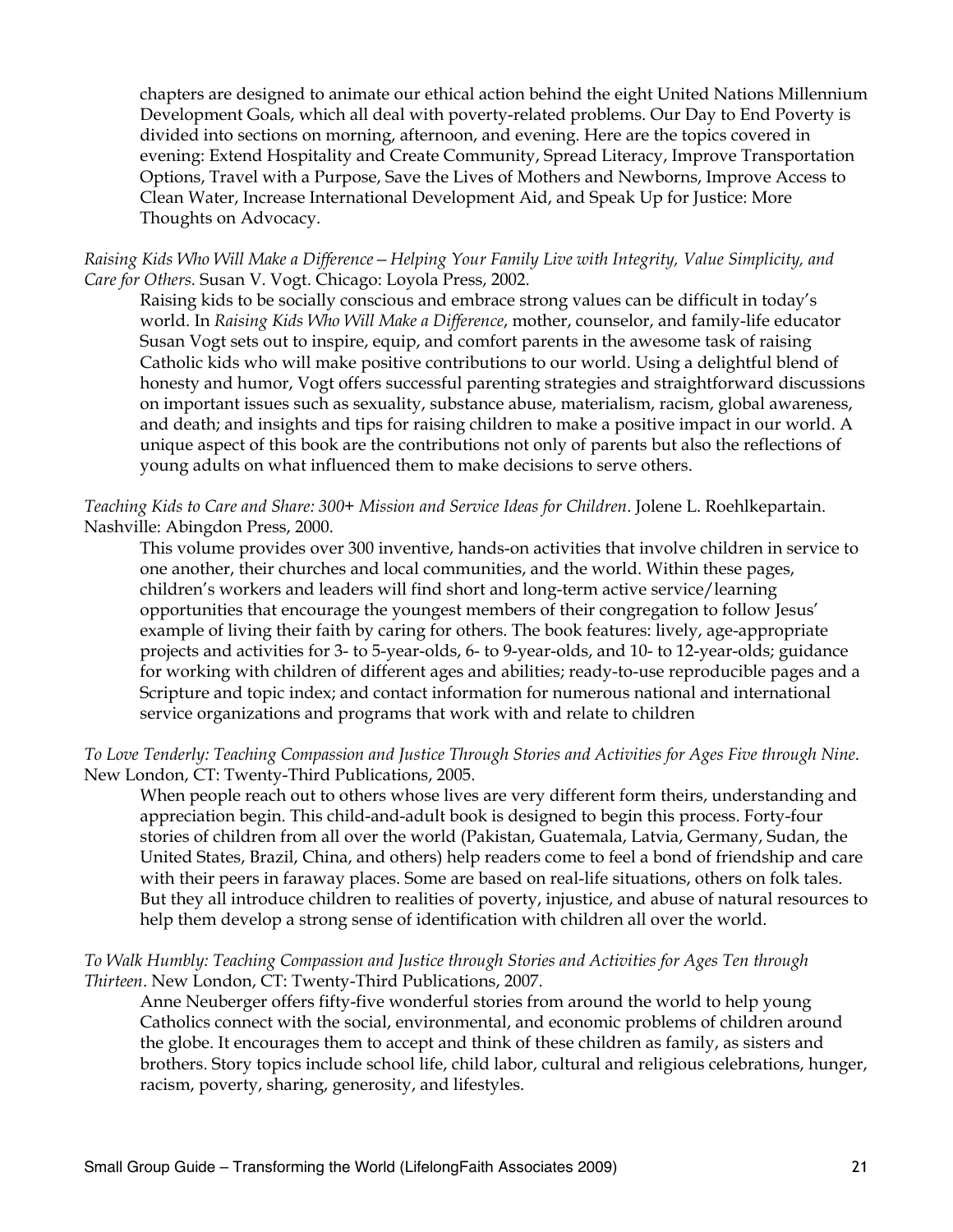chapters are designed to animate our ethical action behind the eight United Nations Millennium Development Goals, which all deal with poverty-related problems. Our Day to End Poverty is divided into sections on morning, afternoon, and evening. Here are the topics covered in evening: Extend Hospitality and Create Community, Spread Literacy, Improve Transportation Options, Travel with a Purpose, Save the Lives of Mothers and Newborns, Improve Access to Clean Water, Increase International Development Aid, and Speak Up for Justice: More Thoughts on Advocacy.

*Raising Kids Who Will Make a Difference – Helping Your Family Live with Integrity, Value Simplicity, and Care for Others.* Susan V. Vogt. Chicago: Loyola Press, 2002.

Raising kids to be socially conscious and embrace strong values can be difficult in today's world. In *Raising Kids Who Will Make a Difference*, mother, counselor, and family-life educator Susan Vogt sets out to inspire, equip, and comfort parents in the awesome task of raising Catholic kids who will make positive contributions to our world. Using a delightful blend of honesty and humor, Vogt offers successful parenting strategies and straightforward discussions on important issues such as sexuality, substance abuse, materialism, racism, global awareness, and death; and insights and tips for raising children to make a positive impact in our world. A unique aspect of this book are the contributions not only of parents but also the reflections of young adults on what influenced them to make decisions to serve others.

*Teaching Kids to Care and Share: 300+ Mission and Service Ideas for Children*. Jolene L. Roehlkepartain. Nashville: Abingdon Press, 2000.

This volume provides over 300 inventive, hands-on activities that involve children in service to one another, their churches and local communities, and the world. Within these pages, children's workers and leaders will find short and long-term active service/learning opportunities that encourage the youngest members of their congregation to follow Jesus' example of living their faith by caring for others. The book features: lively, age-appropriate projects and activities for 3- to 5-year-olds, 6- to 9-year-olds, and 10- to 12-year-olds; guidance for working with children of different ages and abilities; ready-to-use reproducible pages and a Scripture and topic index; and contact information for numerous national and international service organizations and programs that work with and relate to children

*To Love Tenderly: Teaching Compassion and Justice Through Stories and Activities for Ages Five through Nine*. New London, CT: Twenty-Third Publications, 2005.

When people reach out to others whose lives are very different form theirs, understanding and appreciation begin. This child-and-adult book is designed to begin this process. Forty-four stories of children from all over the world (Pakistan, Guatemala, Latvia, Germany, Sudan, the United States, Brazil, China, and others) help readers come to feel a bond of friendship and care with their peers in faraway places. Some are based on real-life situations, others on folk tales. But they all introduce children to realities of poverty, injustice, and abuse of natural resources to help them develop a strong sense of identification with children all over the world.

*To Walk Humbly: Teaching Compassion and Justice through Stories and Activities for Ages Ten through Thirteen*. New London, CT: Twenty-Third Publications, 2007.

Anne Neuberger offers fifty-five wonderful stories from around the world to help young Catholics connect with the social, environmental, and economic problems of children around the globe. It encourages them to accept and think of these children as family, as sisters and brothers. Story topics include school life, child labor, cultural and religious celebrations, hunger, racism, poverty, sharing, generosity, and lifestyles.